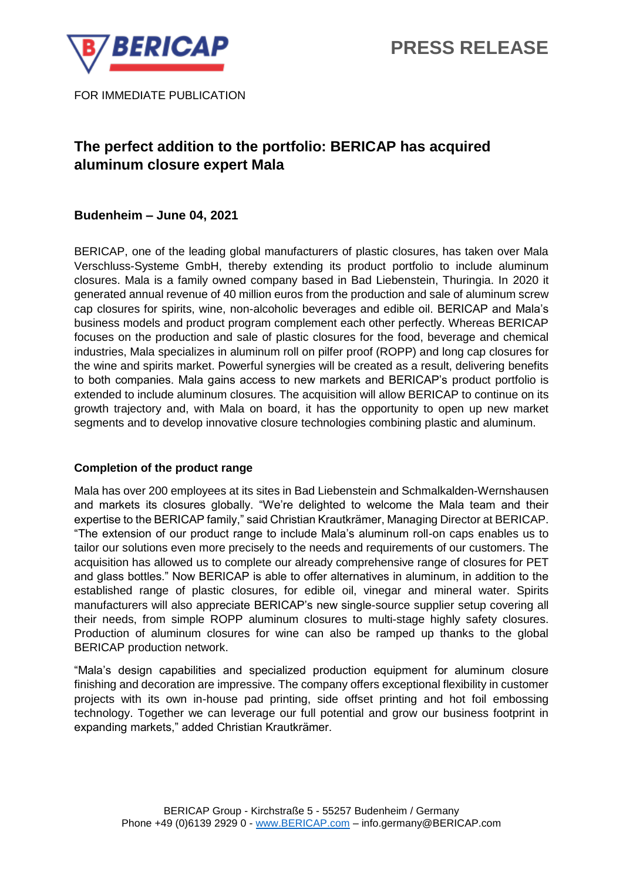PRESS RELEASE

FOR IMMEDIATE PUBLICATION

# The perfect addition to the portfolio: BERICAP has acquired aluminum closure expert Mala

**Budenheim – June 04, 2021**

BERICAP, one of the leading global manufacturers of plastic closures, has taken over Mala Verschluss-Systeme GmbH, thereby extending its product portfolio to include aluminum closures. Mala is a family owned company based in Bad Liebenstein, Thuringia. In 2020 it generated annual revenue of 40 million euros from the production and sale of aluminum screw cap closures for spirits, wine, non-alcoholic beverages and edible oil. BERICAP and Mala's business models and product program complement each other perfectly. Whereas BERICAP focuses on the production and sale of plastic closures for the food, beverage and chemical industries, Mala specializes in aluminum roll on pilfer proof (ROPP) and long cap closures for the wine and spirits market. Powerful synergies will be created as a result, delivering benefits to both companies. Mala gains access to new markets and BERICAP's product portfolio is extended to include aluminum closures. The acquisition will allow BERICAP to continue on its growth trajectory and, with Mala on board, it has the opportunity to open up new market segments and to develop innovative closure technologies combining plastic and aluminum.

## Completion of the product range

Mala has over 200 employees at its sites in Bad Liebenstein and Schmalkalden-Wernshausen and markets its closures globally. "We're delighted to welcome the Mala team and their expertise to the BERICAP family," said Christian Krautkrämer, Managing Director at BERICAP. "The extension of our product range to include Mala's aluminum roll-on caps enables us to tailor our solutions even more precisely to the needs and requirements of our customers. The acquisition has allowed us to complete our already comprehensive range of closures for PET and glass bottles." Now BERICAP is able to offer alternatives in aluminum, in addition to the established range of plastic closures, for edible oil, vinegar and mineral water. Spirits manufacturers will also appreciate BERICAP's new single-source supplier setup covering all their needs, from simple ROPP aluminum closures to multi-stage highly safety closures. Production of aluminum closures for wine can also be ramped up thanks to the global BERICAP production network.

"Mala's design capabilities and specialized production equipment for aluminum closure finishing and decoration are impressive. The company offers exceptional flexibility in customer projects with its own in-house pad printing, side offset printing and hot foil embossing technology. Together we can leverage our full potential and grow our business footprint in expanding markets," added Christian Krautkrämer.

BERICAP Group - Kirchstraße 5 - 55257 Budenheim / Germany
Phone +49 (0)6139 2929 0 - www.BERICAP.com – info.germany@BERICAP.com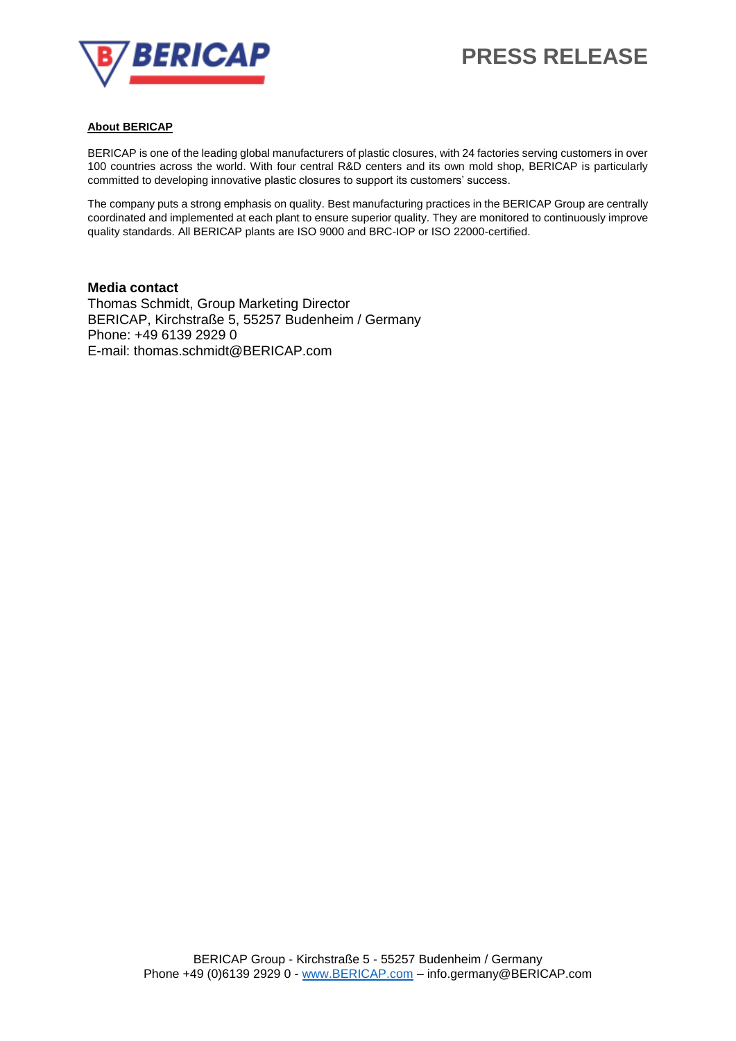**About BERICAP**

BERICAP is one of the leading global manufacturers of plastic closures, with 24 factories serving customers in over 100 countries across the world. With four central R&D centers and its own mold shop, BERICAP is particularly committed to developing innovative plastic closures to support its customers' success.

The company puts a strong emphasis on quality. Best manufacturing practices in the BERICAP Group are centrally coordinated and implemented at each plant to ensure superior quality. They are monitored to continuously improve quality standards. All BERICAP plants are ISO 9000 and BRC-IOP or ISO 22000-certified.

**Media contact**
Thomas Schmidt, Group Marketing Director
BERICAP, Kirchstraße 5, 55257 Budenheim / Germany
Phone: +49 6139 2929 0
E-mail: thomas.schmidt@BERICAP.com